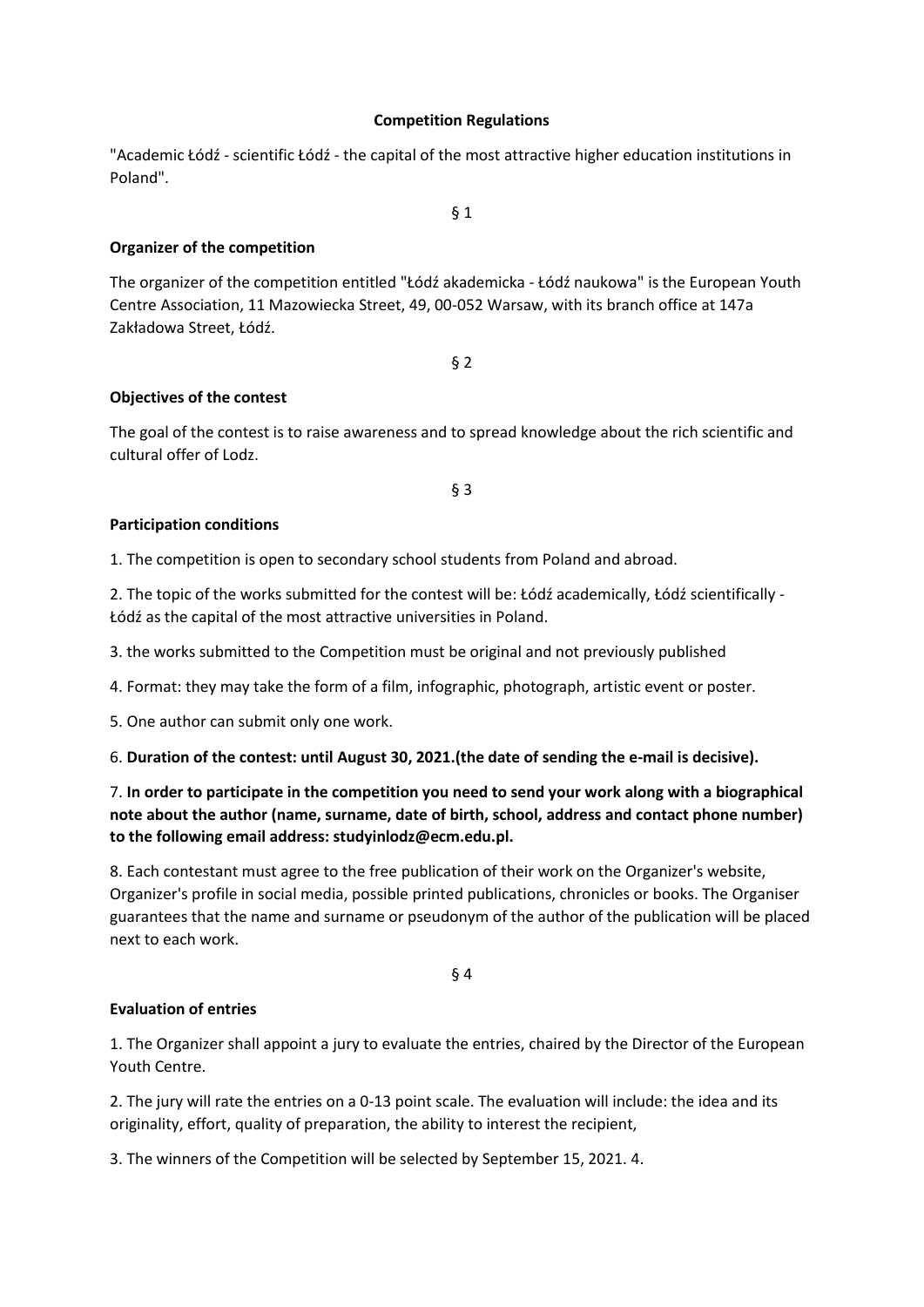**Competition Regulations**

"Academic Łódź - scientific Łódź - the capital of the most attractive higher education institutions in Poland".

§ 1

**Organizer of the competition**

The organizer of the competition entitled "Łódź akademicka - Łódź naukowa" is the European Youth Centre Association, 11 Mazowiecka Street, 49, 00-052 Warsaw, with its branch office at 147a Zakładowa Street, Łódź.

§ 2

**Objectives of the contest**

The goal of the contest is to raise awareness and to spread knowledge about the rich scientific and cultural offer of Lodz.

§ 3

**Participation conditions**

1. The competition is open to secondary school students from Poland and abroad.

2. The topic of the works submitted for the contest will be: Łódź academically, Łódź scientifically - Łódź as the capital of the most attractive universities in Poland.

3. the works submitted to the Competition must be original and not previously published

4. Format: they may take the form of a film, infographic, photograph, artistic event or poster.

5. One author can submit only one work.

6. **Duration of the contest: until August 30, 2021.(the date of sending the e-mail is decisive).**

7. **In order to participate in the competition you need to send your work along with a biographical note about the author (name, surname, date of birth, school, address and contact phone number) to the following email address: studyinlodz@ecm.edu.pl.**

8. Each contestant must agree to the free publication of their work on the Organizer's website, Organizer's profile in social media, possible printed publications, chronicles or books. The Organiser guarantees that the name and surname or pseudonym of the author of the publication will be placed next to each work.

§ 4

**Evaluation of entries**

1. The Organizer shall appoint a jury to evaluate the entries, chaired by the Director of the European Youth Centre.

2. The jury will rate the entries on a 0-13 point scale. The evaluation will include: the idea and its originality, effort, quality of preparation, the ability to interest the recipient,

3. The winners of the Competition will be selected by September 15, 2021. 4.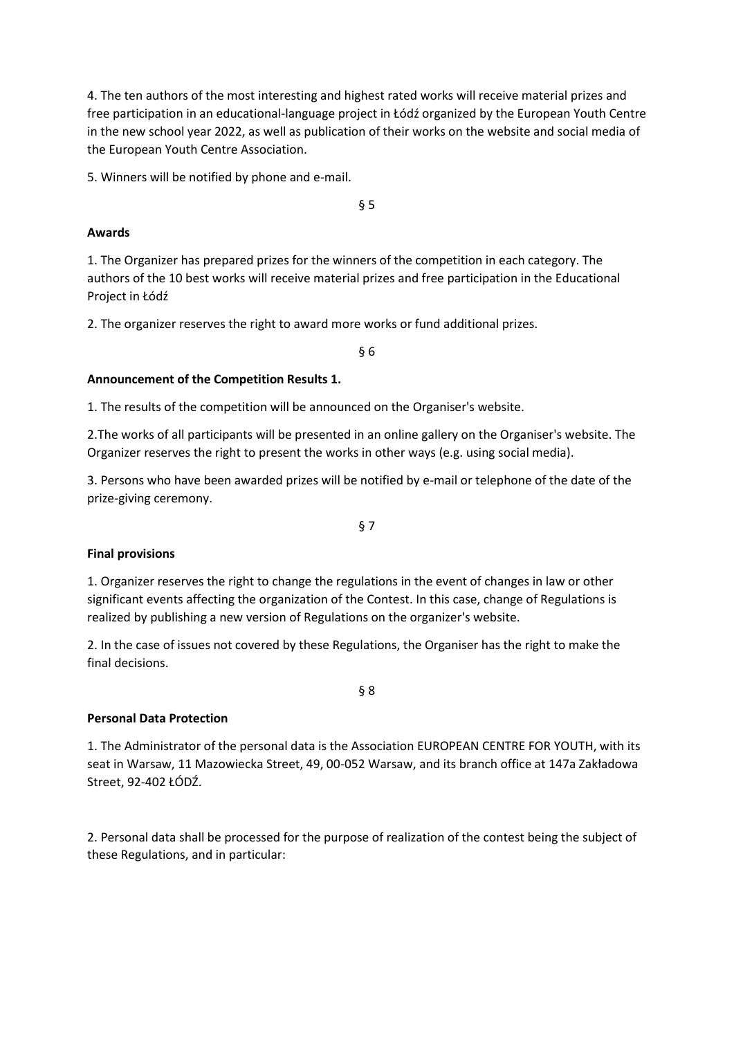4. The ten authors of the most interesting and highest rated works will receive material prizes and free participation in an educational-language project in Łódź organized by the European Youth Centre in the new school year 2022, as well as publication of their works on the website and social media of the European Youth Centre Association.

5. Winners will be notified by phone and e-mail.

§ 5

**Awards**

1. The Organizer has prepared prizes for the winners of the competition in each category. The authors of the 10 best works will receive material prizes and free participation in the Educational Project in Łódź

2. The organizer reserves the right to award more works or fund additional prizes.

§ 6

**Announcement of the Competition Results 1.**

1. The results of the competition will be announced on the Organiser's website.

2.The works of all participants will be presented in an online gallery on the Organiser's website. The Organizer reserves the right to present the works in other ways (e.g. using social media).

3. Persons who have been awarded prizes will be notified by e-mail or telephone of the date of the prize-giving ceremony.

§ 7

**Final provisions**

1. Organizer reserves the right to change the regulations in the event of changes in law or other significant events affecting the organization of the Contest. In this case, change of Regulations is realized by publishing a new version of Regulations on the organizer's website.

2. In the case of issues not covered by these Regulations, the Organiser has the right to make the final decisions.

§ 8

**Personal Data Protection**

1. The Administrator of the personal data is the Association EUROPEAN CENTRE FOR YOUTH, with its seat in Warsaw, 11 Mazowiecka Street, 49, 00-052 Warsaw, and its branch office at 147a Zakładowa Street, 92-402 ŁÓDŹ.

2. Personal data shall be processed for the purpose of realization of the contest being the subject of these Regulations, and in particular: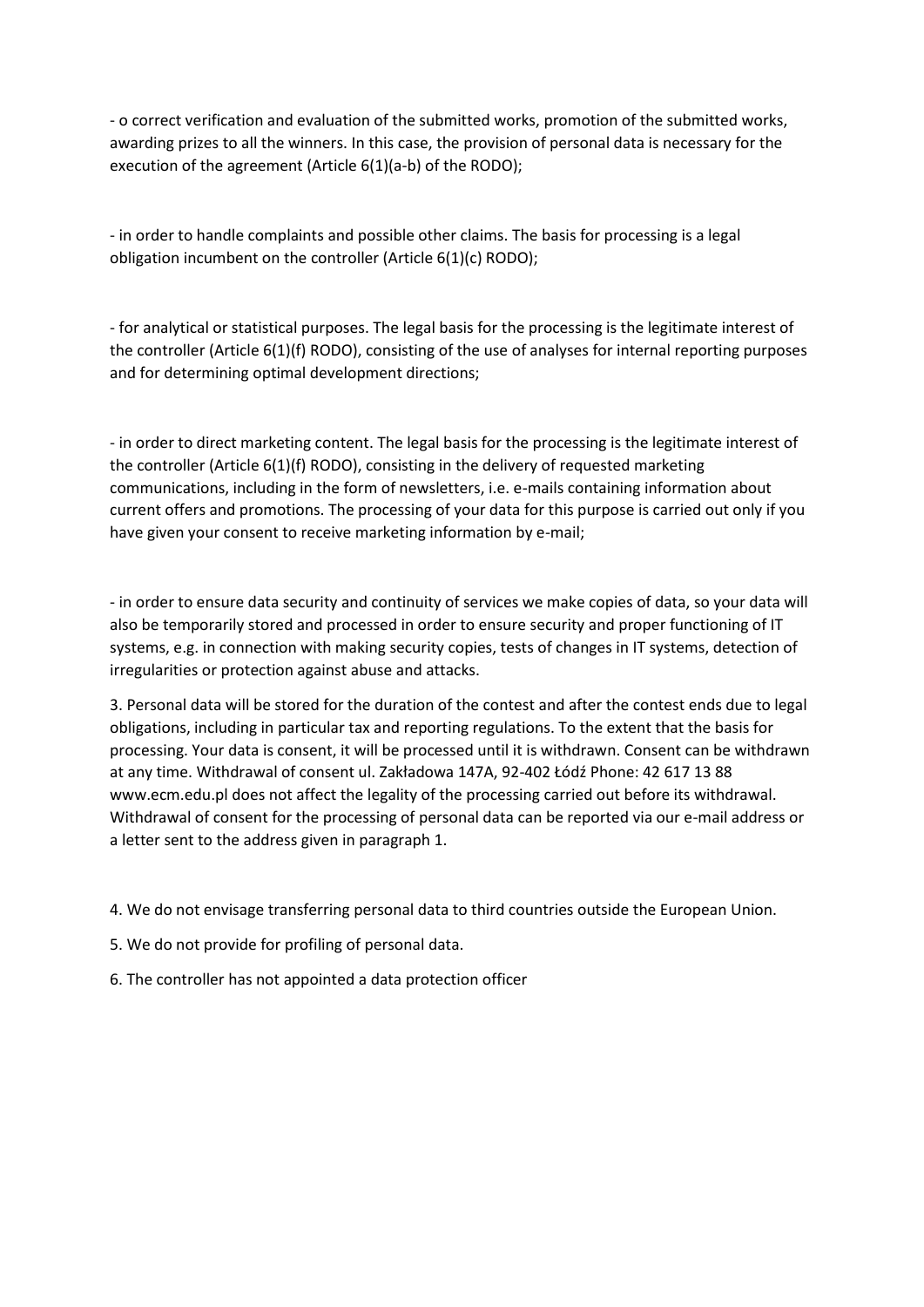- o correct verification and evaluation of the submitted works, promotion of the submitted works, awarding prizes to all the winners. In this case, the provision of personal data is necessary for the execution of the agreement (Article 6(1)(a-b) of the RODO);

- in order to handle complaints and possible other claims. The basis for processing is a legal obligation incumbent on the controller (Article 6(1)(c) RODO);

- for analytical or statistical purposes. The legal basis for the processing is the legitimate interest of the controller (Article 6(1)(f) RODO), consisting of the use of analyses for internal reporting purposes and for determining optimal development directions;

- in order to direct marketing content. The legal basis for the processing is the legitimate interest of the controller (Article 6(1)(f) RODO), consisting in the delivery of requested marketing communications, including in the form of newsletters, i.e. e-mails containing information about current offers and promotions. The processing of your data for this purpose is carried out only if you have given your consent to receive marketing information by e-mail;

- in order to ensure data security and continuity of services we make copies of data, so your data will also be temporarily stored and processed in order to ensure security and proper functioning of IT systems, e.g. in connection with making security copies, tests of changes in IT systems, detection of irregularities or protection against abuse and attacks.

3. Personal data will be stored for the duration of the contest and after the contest ends due to legal obligations, including in particular tax and reporting regulations. To the extent that the basis for processing. Your data is consent, it will be processed until it is withdrawn. Consent can be withdrawn at any time. Withdrawal of consent ul. Zakładowa 147A, 92-402 Łódź Phone: 42 617 13 88 www.ecm.edu.pl does not affect the legality of the processing carried out before its withdrawal. Withdrawal of consent for the processing of personal data can be reported via our e-mail address or a letter sent to the address given in paragraph 1.

4. We do not envisage transferring personal data to third countries outside the European Union.

5. We do not provide for profiling of personal data.

6. The controller has not appointed a data protection officer